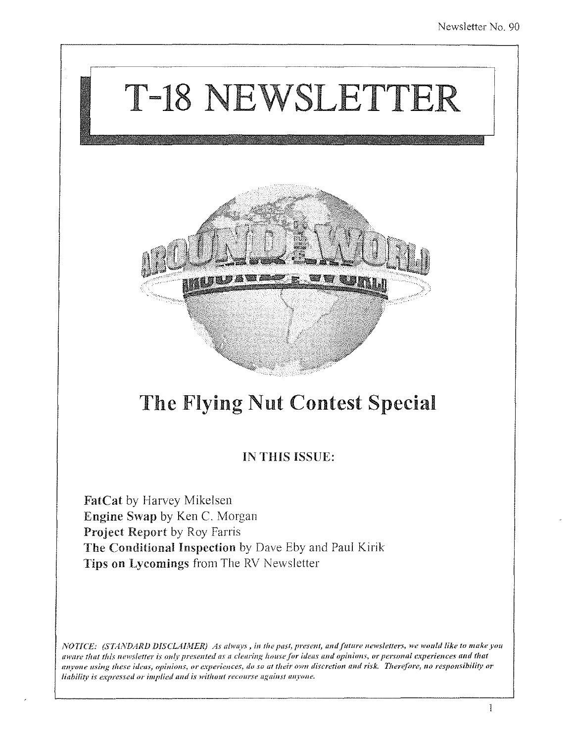# T-18 NEWSLETTER

## The Flying Nut Contest Special

**IN THIS ISSUE:**

**FatCat** by Harvey Mikelsen
**Engine Swap** by Ken C. Morgan
**Project Report** by Roy Farris
**The Conditional Inspection** by Dave Eby and Paul Kirik
**Tips on Lycomings** from The RV Newsletter

*NOTICE: (STANDARD DISCLAIMER) As always, in the past, present, and future newsletters, we would like to make you aware that this newsletter is only presented as a clearing house for ideas and opinions, or personal experiences and that anyone using these ideas, opinions, or experiences, do so at their own discretion and risk. Therefore, no responsibility or liability is expressed or implied and is without recourse against anyone.*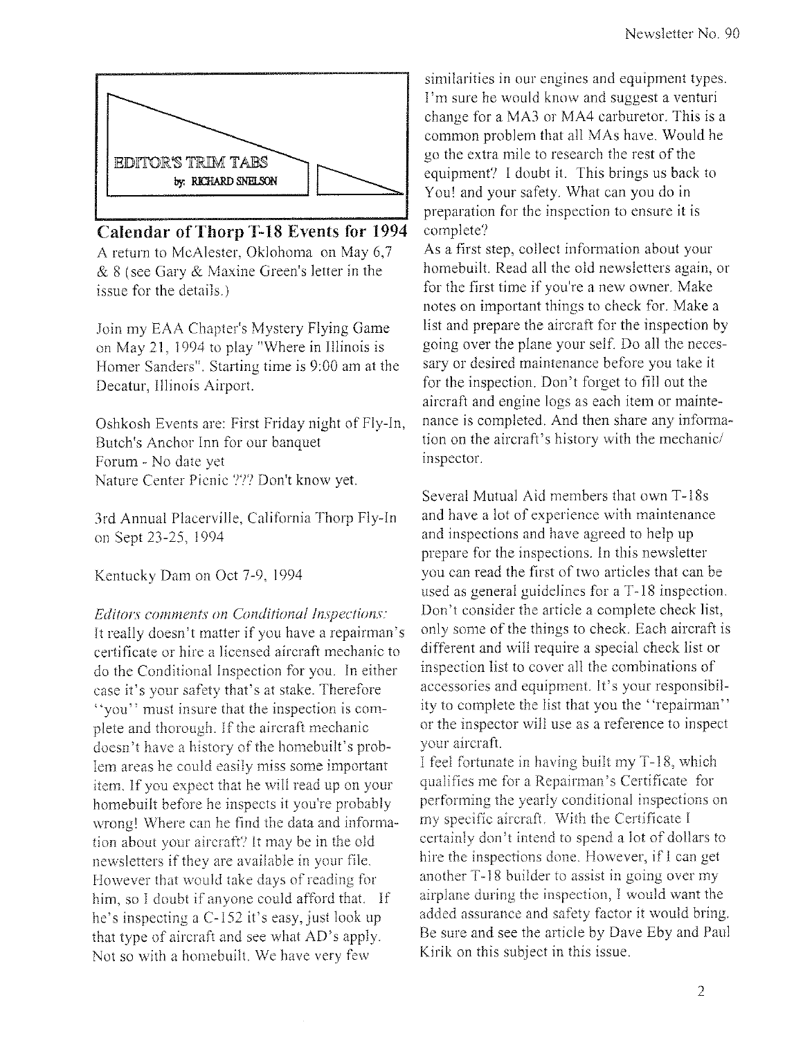## EDITOR'S TRIM TABS

by: RICHARD SNELSON

## Calendar of Thorp T-18 Events for 1994

A return to McAlester, Oklohoma on May 6,7 & 8 (see Gary & Maxine Green's letter in the issue for the details.)

Join my EAA Chapter's Mystery Flying Game on May 21, 1994 to play "Where in Illinois is Homer Sanders". Starting time is 9:00 am at the Decatur, Illinois Airport.

Oshkosh Events are: First Friday night of Fly-In, Butch's Anchor Inn for our banquet
Forum - No date yet
Nature Center Picnic ??? Don't know yet.

3rd Annual Placerville, California Thorp Fly-In on Sept 23-25, 1994

Kentucky Dam on Oct 7-9, 1994

*Editors comments on Conditional Inspections:*
It really doesn't matter if you have a repairman's certificate or hire a licensed aircraft mechanic to do the Conditional Inspection for you. In either case it's your safety that's at stake. Therefore ''you'' must insure that the inspection is complete and thorough. If the aircraft mechanic doesn't have a history of the homebuilt's problem areas he could easily miss some important item. If you expect that he will read up on your homebuilt before he inspects it you're probably wrong! Where can he find the data and information about your aircraft? It may be in the old newsletters if they are available in your file. However that would take days of reading for him, so I doubt if anyone could afford that. If he's inspecting a C-152 it's easy, just look up that type of aircraft and see what AD's apply. Not so with a homebuilt. We have very few similarities in our engines and equipment types. I'm sure he would know and suggest a venturi change for a MA3 or MA4 carburetor. This is a common problem that all MAs have. Would he go the extra mile to research the rest of the equipment? I doubt it. This brings us back to You! and your safety. What can you do in preparation for the inspection to ensure it is complete?

As a first step, collect information about your homebuilt. Read all the old newsletters again, or for the first time if you're a new owner. Make notes on important things to check for. Make a list and prepare the aircraft for the inspection by going over the plane your self. Do all the necessary or desired maintenance before you take it for the inspection. Don't forget to fill out the aircraft and engine logs as each item or maintenance is completed. And then share any information on the aircraft's history with the mechanic/ inspector.

Several Mutual Aid members that own T-18s and have a lot of experience with maintenance and inspections and have agreed to help up prepare for the inspections. In this newsletter you can read the first of two articles that can be used as general guidelines for a T-18 inspection. Don't consider the article a complete check list, only some of the things to check. Each aircraft is different and will require a special check list or inspection list to cover all the combinations of accessories and equipment. It's your responsibility to complete the list that you the ''repairman'' or the inspector will use as a reference to inspect your aircraft.

I feel fortunate in having built my T-18, which qualifies me for a Repairman's Certificate for performing the yearly conditional inspections on my specific aircraft. With the Certificate I certainly don't intend to spend a lot of dollars to hire the inspections done. However, if I can get another T-18 builder to assist in going over my airplane during the inspection, I would want the added assurance and safety factor it would bring. Be sure and see the article by Dave Eby and Paul Kirik on this subject in this issue.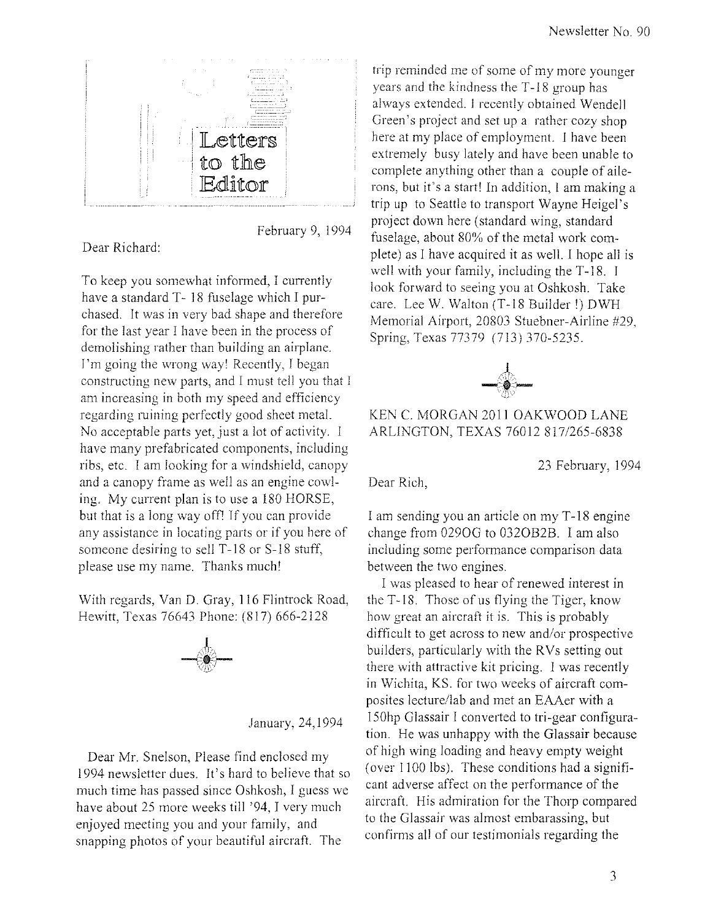# Letters to the Editor

February 9, 1994

Dear Richard:

To keep you somewhat informed, I currently have a standard T- 18 fuselage which I purchased. It was in very bad shape and therefore for the last year I have been in the process of demolishing rather than building an airplane. I'm going the wrong way! Recently, I began constructing new parts, and I must tell you that I am increasing in both my speed and efficiency regarding ruining perfectly good sheet metal. No acceptable parts yet, just a lot of activity. I have many prefabricated components, including ribs, etc. I am looking for a windshield, canopy and a canopy frame as well as an engine cowling. My current plan is to use a 180 HORSE, but that is a long way off! If you can provide any assistance in locating parts or if you here of someone desiring to sell T-18 or S-18 stuff, please use my name. Thanks much!

With regards, Van D. Gray, 116 Flintrock Road, Hewitt, Texas 76643 Phone: (817) 666-2128

---

January, 24,1994

Dear Mr. Snelson, Please find enclosed my 1994 newsletter dues. It's hard to believe that so much time has passed since Oshkosh, I guess we have about 25 more weeks till '94, I very much enjoyed meeting you and your family, and snapping photos of your beautiful aircraft. The trip reminded me of some of my more younger years and the kindness the T-18 group has always extended. I recently obtained Wendell Green's project and set up a rather cozy shop here at my place of employment. I have been extremely busy lately and have been unable to complete anything other than a couple of ailerons, but it's a start! In addition, I am making a trip up to Seattle to transport Wayne Heigel's project down here (standard wing, standard fuselage, about 80% of the metal work complete) as I have acquired it as well. I hope all is well with your family, including the T-18. I look forward to seeing you at Oshkosh. Take care. Lee W. Walton (T-18 Builder !) DWH Memorial Airport, 20803 Stuebner-Airline #29, Spring, Texas 77379 (713) 370-5235.

---

KEN C. MORGAN 2011 OAKWOOD LANE ARLINGTON, TEXAS 76012 817/265-6838

23 February, 1994

Dear Rich,

I am sending you an article on my T-18 engine change from 0290G to 0320B2B. I am also including some performance comparison data between the two engines.

I was pleased to hear of renewed interest in the T-18. Those of us flying the Tiger, know how great an aircraft it is. This is probably difficult to get across to new and/or prospective builders, particularly with the RVs setting out there with attractive kit pricing. I was recently in Wichita, KS. for two weeks of aircraft composites lecture/lab and met an EAAer with a 150hp Glassair I converted to tri-gear configuration. He was unhappy with the Glassair because of high wing loading and heavy empty weight (over 1100 lbs). These conditions had a significant adverse affect on the performance of the aircraft. His admiration for the Thorp compared to the Glassair was almost embarassing, but confirms all of our testimonials regarding the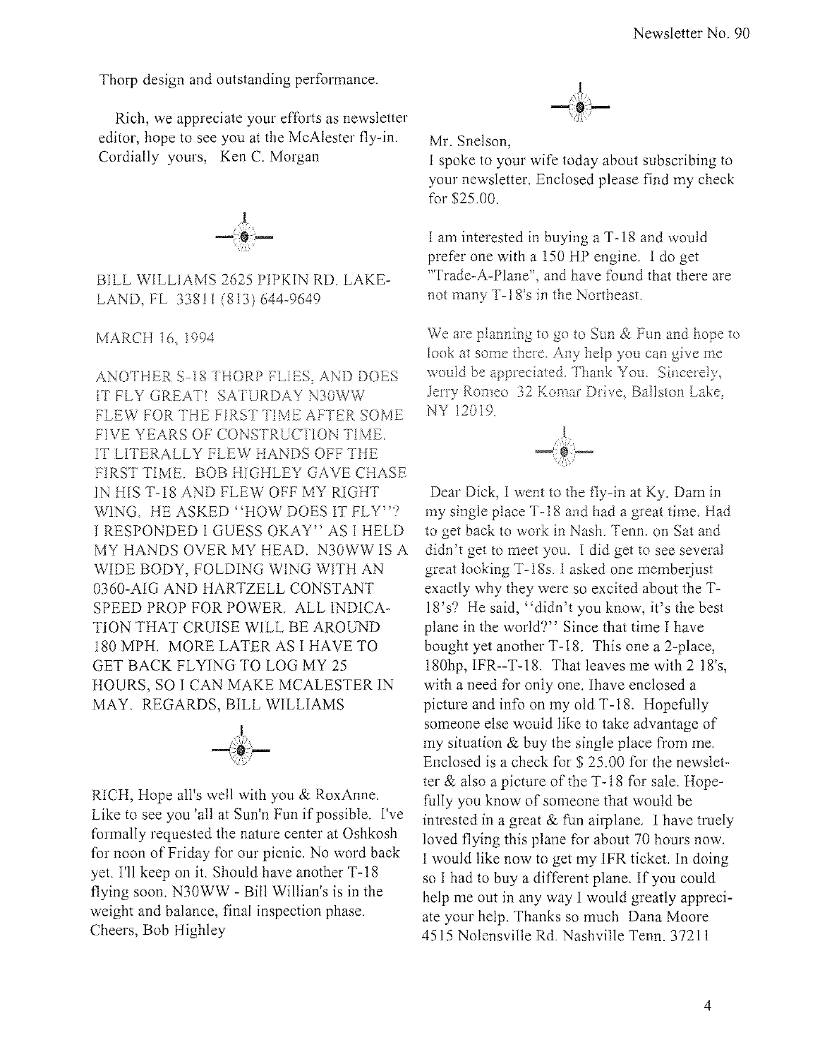Thorp design and outstanding performance.

Rich, we appreciate your efforts as newsletter editor, hope to see you at the McAlester fly-in. Cordially yours, Ken C. Morgan

---

BILL WILLIAMS 2625 PIPKIN RD. LAKELAND, FL 33811 (813) 644-9649

MARCH 16, 1994

ANOTHER S-18 THORP FLIES, AND DOES IT FLY GREAT! SATURDAY N30WW FLEW FOR THE FIRST TIME AFTER SOME FIVE YEARS OF CONSTRUCTION TIME. IT LITERALLY FLEW HANDS OFF THE FIRST TIME. BOB HIGHLEY GAVE CHASE IN HIS T-18 AND FLEW OFF MY RIGHT WING. HE ASKED "HOW DOES IT FLY"? I RESPONDED I GUESS OKAY" AS I HELD MY HANDS OVER MY HEAD. N30WW IS A WIDE BODY, FOLDING WING WITH AN 0360-AIG AND HARTZELL CONSTANT SPEED PROP FOR POWER. ALL INDICATION THAT CRUISE WILL BE AROUND 180 MPH. MORE LATER AS I HAVE TO GET BACK FLYING TO LOG MY 25 HOURS, SO I CAN MAKE MCALESTER IN MAY. REGARDS, BILL WILLIAMS

---

RICH, Hope all's well with you & RoxAnne. Like to see you 'all at Sun'n Fun if possible. I've formally requested the nature center at Oshkosh for noon of Friday for our picnic. No word back yet. I'll keep on it. Should have another T-18 flying soon. N30WW - Bill Willian's is in the weight and balance, final inspection phase. Cheers, Bob Highley

---

Mr. Snelson,

I spoke to your wife today about subscribing to your newsletter. Enclosed please find my check for $25.00.

I am interested in buying a T-18 and would prefer one with a 150 HP engine. I do get "Trade-A-Plane", and have found that there are not many T-18's in the Northeast.

We are planning to go to Sun & Fun and hope to look at some there. Any help you can give me would be appreciated. Thank You. Sincerely, Jerry Romeo 32 Komar Drive, Ballston Lake, NY 12019.

---

Dear Dick, I went to the fly-in at Ky. Dam in my single place T-18 and had a great time. Had to get back to work in Nash. Tenn. on Sat and didn't get to meet you. I did get to see several great looking T-18s. I asked one memberjust exactly why they were so excited about the T-18's? He said, "didn't you know, it's the best plane in the world?" Since that time I have bought yet another T-18. This one a 2-place, 180hp, IFR--T-18. That leaves me with 2 18's, with a need for only one. Ihave enclosed a picture and info on my old T-18. Hopefully someone else would like to take advantage of my situation & buy the single place from me. Enclosed is a check for $ 25.00 for the newsletter & also a picture of the T-18 for sale. Hopefully you know of someone that would be intrested in a great & fun airplane. I have truely loved flying this plane for about 70 hours now. I would like now to get my IFR ticket. In doing so I had to buy a different plane. If you could help me out in any way I would greatly appreciate your help. Thanks so much Dana Moore 4515 Nolensville Rd. Nashville Tenn. 37211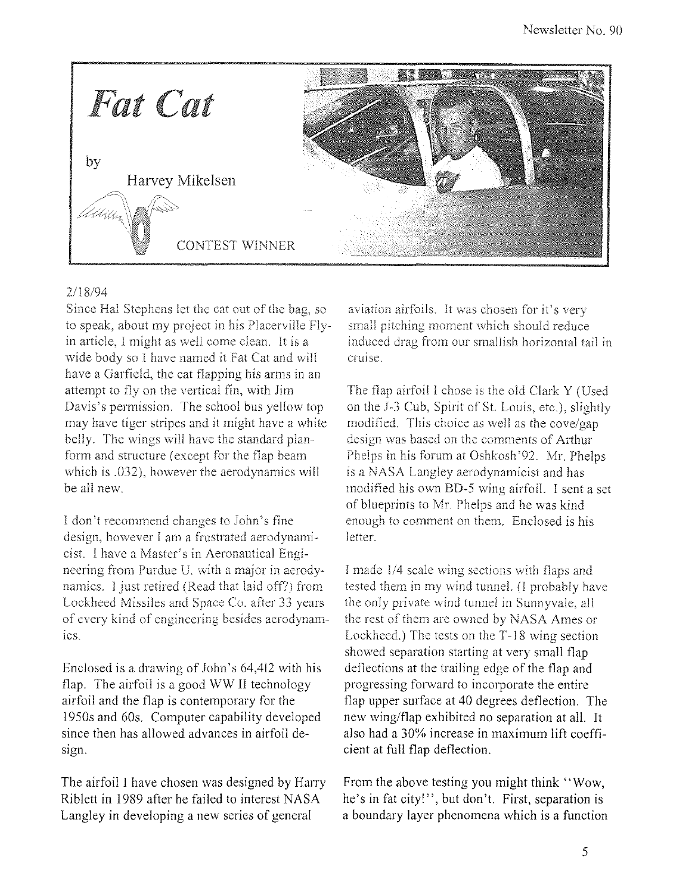# *Fat Cat*

by

Harvey Mikelsen

CONTEST WINNER

2/18/94

Since Hal Stephens let the cat out of the bag, so to speak, about my project in his Placerville Fly-in article, I might as well come clean. It is a wide body so I have named it Fat Cat and will have a Garfield, the cat flapping his arms in an attempt to fly on the vertical fin, with Jim Davis's permission. The school bus yellow top may have tiger stripes and it might have a white belly. The wings will have the standard planform and structure (except for the flap beam which is .032), however the aerodynamics will be all new.

I don't recommend changes to John's fine design, however I am a frustrated aerodynamicist. I have a Master's in Aeronautical Engineering from Purdue U. with a major in aerodynamics. I just retired (Read that laid off?) from Lockheed Missiles and Space Co. after 33 years of every kind of engineering besides aerodynamics.

Enclosed is a drawing of John's 64,412 with his flap. The airfoil is a good WW II technology airfoil and the flap is contemporary for the 1950s and 60s. Computer capability developed since then has allowed advances in airfoil design.

The airfoil I have chosen was designed by Harry Riblett in 1989 after he failed to interest NASA Langley in developing a new series of general aviation airfoils. It was chosen for it's very small pitching moment which should reduce induced drag from our smallish horizontal tail in cruise.

The flap airfoil I chose is the old Clark Y (Used on the J-3 Cub, Spirit of St. Louis, etc.), slightly modified. This choice as well as the cove/gap design was based on the comments of Arthur Phelps in his forum at Oshkosh'92. Mr. Phelps is a NASA Langley aerodynamicist and has modified his own BD-5 wing airfoil. I sent a set of blueprints to Mr. Phelps and he was kind enough to comment on them. Enclosed is his letter.

I made 1/4 scale wing sections with flaps and tested them in my wind tunnel. (I probably have the only private wind tunnel in Sunnyvale, all the rest of them are owned by NASA Ames or Lockheed.) The tests on the T-18 wing section showed separation starting at very small flap deflections at the trailing edge of the flap and progressing forward to incorporate the entire flap upper surface at 40 degrees deflection. The new wing/flap exhibited no separation at all. It also had a 30% increase in maximum lift coefficient at full flap deflection.

From the above testing you might think "Wow, he's in fat city!", but don't. First, separation is a boundary layer phenomena which is a function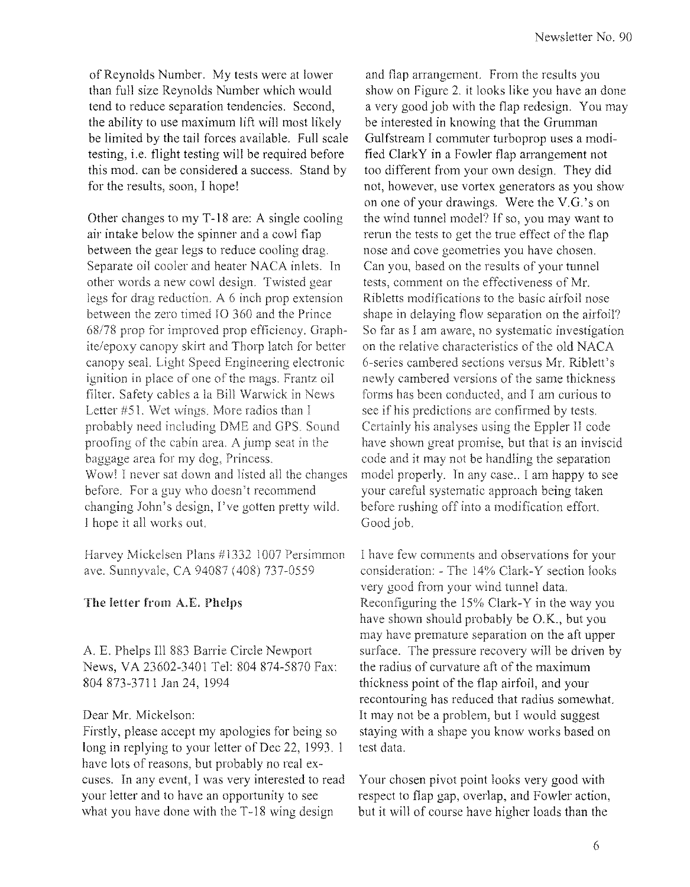of Reynolds Number. My tests were at lower than full size Reynolds Number which would tend to reduce separation tendencies. Second, the ability to use maximum lift will most likely be limited by the tail forces available. Full scale testing, i.e. flight testing will be required before this mod. can be considered a success. Stand by for the results, soon, I hope!

Other changes to my T-18 are: A single cooling air intake below the spinner and a cowl flap between the gear legs to reduce cooling drag. Separate oil cooler and heater NACA inlets. In other words a new cowl design. Twisted gear legs for drag reduction. A 6 inch prop extension between the zero timed IO 360 and the Prince 68/78 prop for improved prop efficiency. Graphite/epoxy canopy skirt and Thorp latch for better canopy seal. Light Speed Engineering electronic ignition in place of one of the mags. Frantz oil filter. Safety cables a la Bill Warwick in News Letter #51. Wet wings. More radios than I probably need including DME and GPS. Sound proofing of the cabin area. A jump seat in the baggage area for my dog, Princess.
Wow! I never sat down and listed all the changes before. For a guy who doesn't recommend changing John's design, I've gotten pretty wild. I hope it all works out.

Harvey Mickelsen Plans #1332 1007 Persimmon ave. Sunnyvale, CA 94087 (408) 737-0559

### The letter from A.E. Phelps

A. E. Phelps III 883 Barrie Circle Newport News, VA 23602-3401 Tel: 804 874-5870 Fax: 804 873-3711 Jan 24, 1994

Dear Mr. Mickelson:
Firstly, please accept my apologies for being so long in replying to your letter of Dec 22, 1993. I have lots of reasons, but probably no real excuses. In any event, I was very interested to read your letter and to have an opportunity to see what you have done with the T-18 wing design and flap arrangement. From the results you show on Figure 2. it looks like you have an done a very good job with the flap redesign. You may be interested in knowing that the Grumman Gulfstream I commuter turboprop uses a modified ClarkY in a Fowler flap arrangement not too different from your own design. They did not, however, use vortex generators as you show on one of your drawings. Were the V.G.'s on the wind tunnel model? If so, you may want to rerun the tests to get the true effect of the flap nose and cove geometries you have chosen. Can you, based on the results of your tunnel tests, comment on the effectiveness of Mr. Ribletts modifications to the basic airfoil nose shape in delaying flow separation on the airfoil? So far as I am aware, no systematic investigation on the relative characteristics of the old NACA 6-series cambered sections versus Mr. Riblett's newly cambered versions of the same thickness forms has been conducted, and I am curious to see if his predictions are confirmed by tests. Certainly his analyses using the Eppler II code have shown great promise, but that is an inviscid code and it may not be handling the separation model properly. In any case.. I am happy to see your careful systematic approach being taken before rushing off into a modification effort. Good job.

I have few comments and observations for your consideration: - The 14% Clark-Y section looks very good from your wind tunnel data. Reconfiguring the 15% Clark-Y in the way you have shown should probably be O.K., but you may have premature separation on the aft upper surface. The pressure recovery will be driven by the radius of curvature aft of the maximum thickness point of the flap airfoil, and your recontouring has reduced that radius somewhat. It may not be a problem, but I would suggest staying with a shape you know works based on test data.

Your chosen pivot point looks very good with respect to flap gap, overlap, and Fowler action, but it will of course have higher loads than the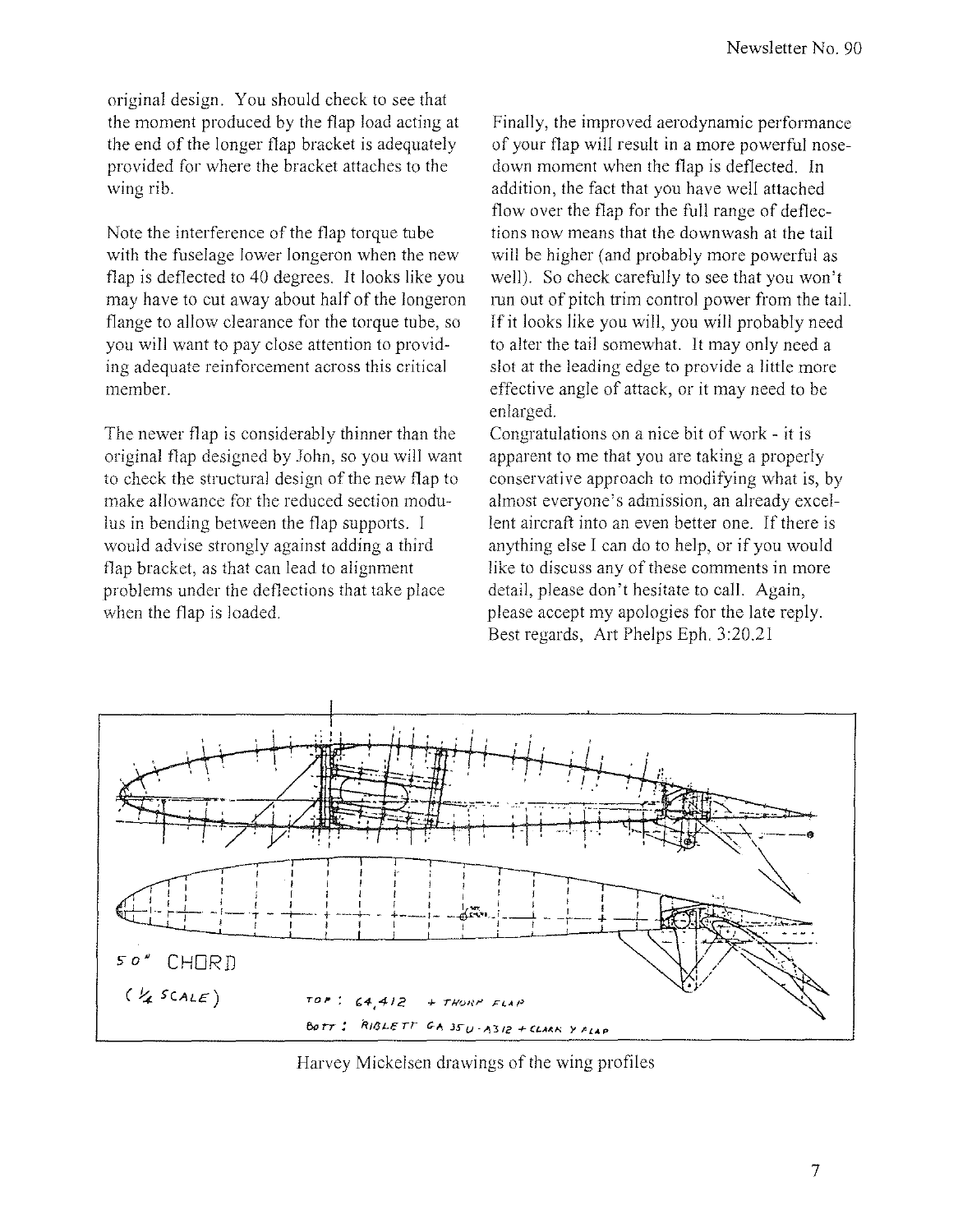original design. You should check to see that the moment produced by the flap load acting at the end of the longer flap bracket is adequately provided for where the bracket attaches to the wing rib.

Note the interference of the flap torque tube with the fuselage lower longeron when the new flap is deflected to 40 degrees. It looks like you may have to cut away about half of the longeron flange to allow clearance for the torque tube, so you will want to pay close attention to providing adequate reinforcement across this critical member.

The newer flap is considerably thinner than the original flap designed by John, so you will want to check the structural design of the new flap to make allowance for the reduced section modulus in bending between the flap supports. I would advise strongly against adding a third flap bracket, as that can lead to alignment problems under the deflections that take place when the flap is loaded.

Finally, the improved aerodynamic performance of your flap will result in a more powerful nose-down moment when the flap is deflected. In addition, the fact that you have well attached flow over the flap for the full range of deflections now means that the downwash at the tail will be higher (and probably more powerful as well). So check carefully to see that you won't run out of pitch trim control power from the tail. If it looks like you will, you will probably need to alter the tail somewhat. It may only need a slot at the leading edge to provide a little more effective angle of attack, or it may need to be enlarged.

Congratulations on a nice bit of work - it is apparent to me that you are taking a properly conservative approach to modifying what is, by almost everyone's admission, an already excellent aircraft into an even better one. If there is anything else I can do to help, or if you would like to discuss any of these comments in more detail, please don't hesitate to call. Again, please accept my apologies for the late reply.
Best regards, Art Phelps Eph. 3:20.21

50" CHORD

(1/4 SCALE)

TOP: 64,412 + THORP FLAP

BOTT: RIBLETT GA 35U-A312 + CLARK Y FLAP

Harvey Mickelsen drawings of the wing profiles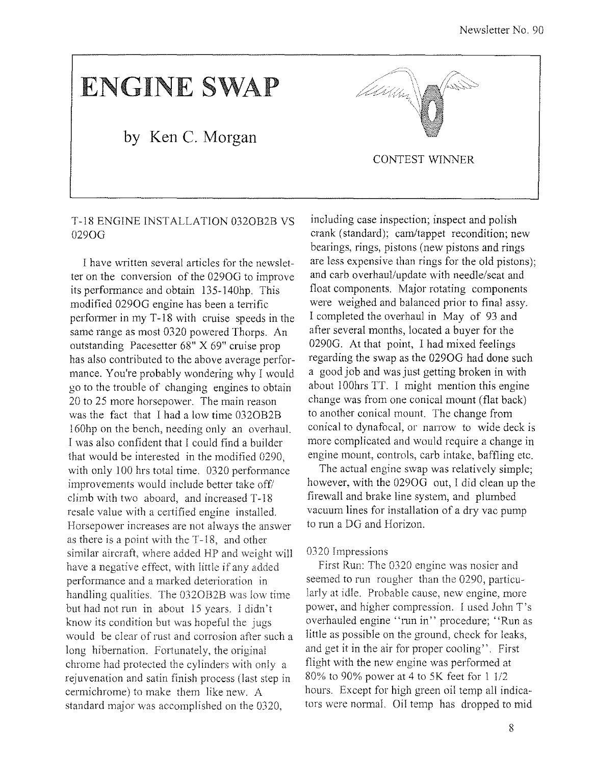# ENGINE SWAP

## by Ken C. Morgan

CONTEST WINNER

T-18 ENGINE INSTALLATION 032OB2B VS 029OG

I have written several articles for the newsletter on the conversion of the 029OG to improve its performance and obtain 135-140hp. This modified 029OG engine has been a terrific performer in my T-18 with cruise speeds in the same range as most 0320 powered Thorps. An outstanding Pacesetter 68" X 69" cruise prop has also contributed to the above average performance. You're probably wondering why I would go to the trouble of changing engines to obtain 20 to 25 more horsepower. The main reason was the fact that I had a low time 032OB2B 160hp on the bench, needing only an overhaul. I was also confident that I could find a builder that would be interested in the modified 0290, with only 100 hrs total time. 0320 performance improvements would include better take off/ climb with two aboard, and increased T-18 resale value with a certified engine installed. Horsepower increases are not always the answer as there is a point with the T-18, and other similar aircraft, where added HP and weight will have a negative effect, with little if any added performance and a marked deterioration in handling qualities. The 032OB2B was low time but had not run in about 15 years. I didn't know its condition but was hopeful the jugs would be clear of rust and corrosion after such a long hibernation. Fortunately, the original chrome had protected the cylinders with only a rejuvenation and satin finish process (last step in cermichrome) to make them like new. A standard major was accomplished on the 0320, including case inspection; inspect and polish crank (standard); cam/tappet recondition; new bearings, rings, pistons (new pistons and rings are less expensive than rings for the old pistons); and carb overhaul/update with needle/seat and float components. Major rotating components were weighed and balanced prior to final assy. I completed the overhaul in May of 93 and after several months, located a buyer for the 0290G. At that point, I had mixed feelings regarding the swap as the 029OG had done such a good job and was just getting broken in with about 100hrs TT. I might mention this engine change was from one conical mount (flat back) to another conical mount. The change from conical to dynafocal, or narrow to wide deck is more complicated and would require a change in engine mount, controls, carb intake, baffling etc.

The actual engine swap was relatively simple; however, with the 029OG out, I did clean up the firewall and brake line system, and plumbed vacuum lines for installation of a dry vac pump to run a DG and Horizon.

0320 Impressions

First Run: The 0320 engine was nosier and seemed to run rougher than the 0290, particularly at idle. Probable cause, new engine, more power, and higher compression. I used John T's overhauled engine "run in" procedure; "Run as little as possible on the ground, check for leaks, and get it in the air for proper cooling". First flight with the new engine was performed at 80% to 90% power at 4 to 5K feet for 1 1/2 hours. Except for high green oil temp all indicators were normal. Oil temp has dropped to mid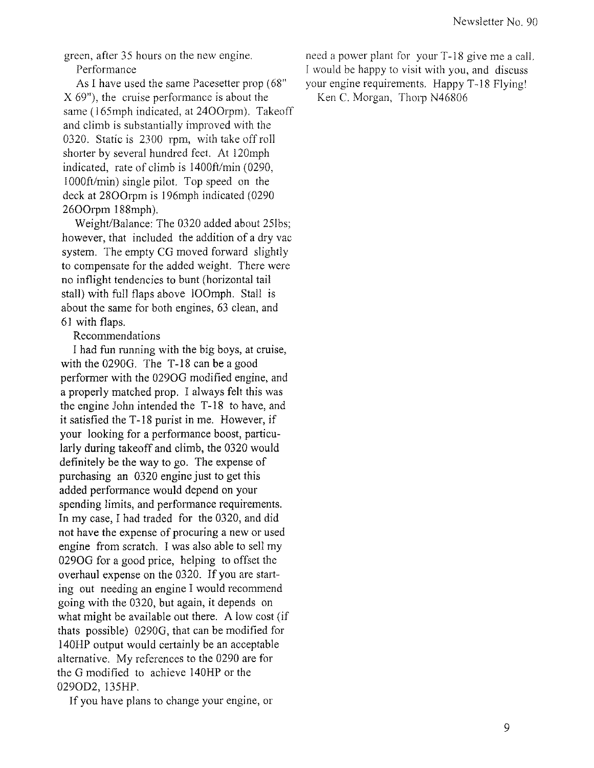green, after 35 hours on the new engine.

Performance

As I have used the same Pacesetter prop (68" X 69"), the cruise performance is about the same (165mph indicated, at 2400rpm). Takeoff and climb is substantially improved with the 0320. Static is 2300 rpm, with take off roll shorter by several hundred feet. At 120mph indicated, rate of climb is 1400ft/min (0290, 1000ft/min) single pilot. Top speed on the deck at 2800rpm is 196mph indicated (0290 2600rpm 188mph).

Weight/Balance: The 0320 added about 25lbs; however, that included the addition of a dry vac system. The empty CG moved forward slightly to compensate for the added weight. There were no inflight tendencies to bunt (horizontal tail stall) with full flaps above 100mph. Stall is about the same for both engines, 63 clean, and 61 with flaps.

Recommendations

I had fun running with the big boys, at cruise, with the 0290G. The T-18 can be a good performer with the 0290G modified engine, and a properly matched prop. I always felt this was the engine John intended the T-18 to have, and it satisfied the T-18 purist in me. However, if your looking for a performance boost, particularly during takeoff and climb, the 0320 would definitely be the way to go. The expense of purchasing an 0320 engine just to get this added performance would depend on your spending limits, and performance requirements. In my case, I had traded for the 0320, and did not have the expense of procuring a new or used engine from scratch. I was also able to sell my 0290G for a good price, helping to offset the overhaul expense on the 0320. If you are starting out needing an engine I would recommend going with the 0320, but again, it depends on what might be available out there. A low cost (if thats possible) 0290G, that can be modified for 140HP output would certainly be an acceptable alternative. My references to the 0290 are for the G modified to achieve 140HP or the 0290D2, 135HP.

If you have plans to change your engine, or need a power plant for your T-18 give me a call. I would be happy to visit with you, and discuss your engine requirements. Happy T-18 Flying!

Ken C. Morgan, Thorp N46806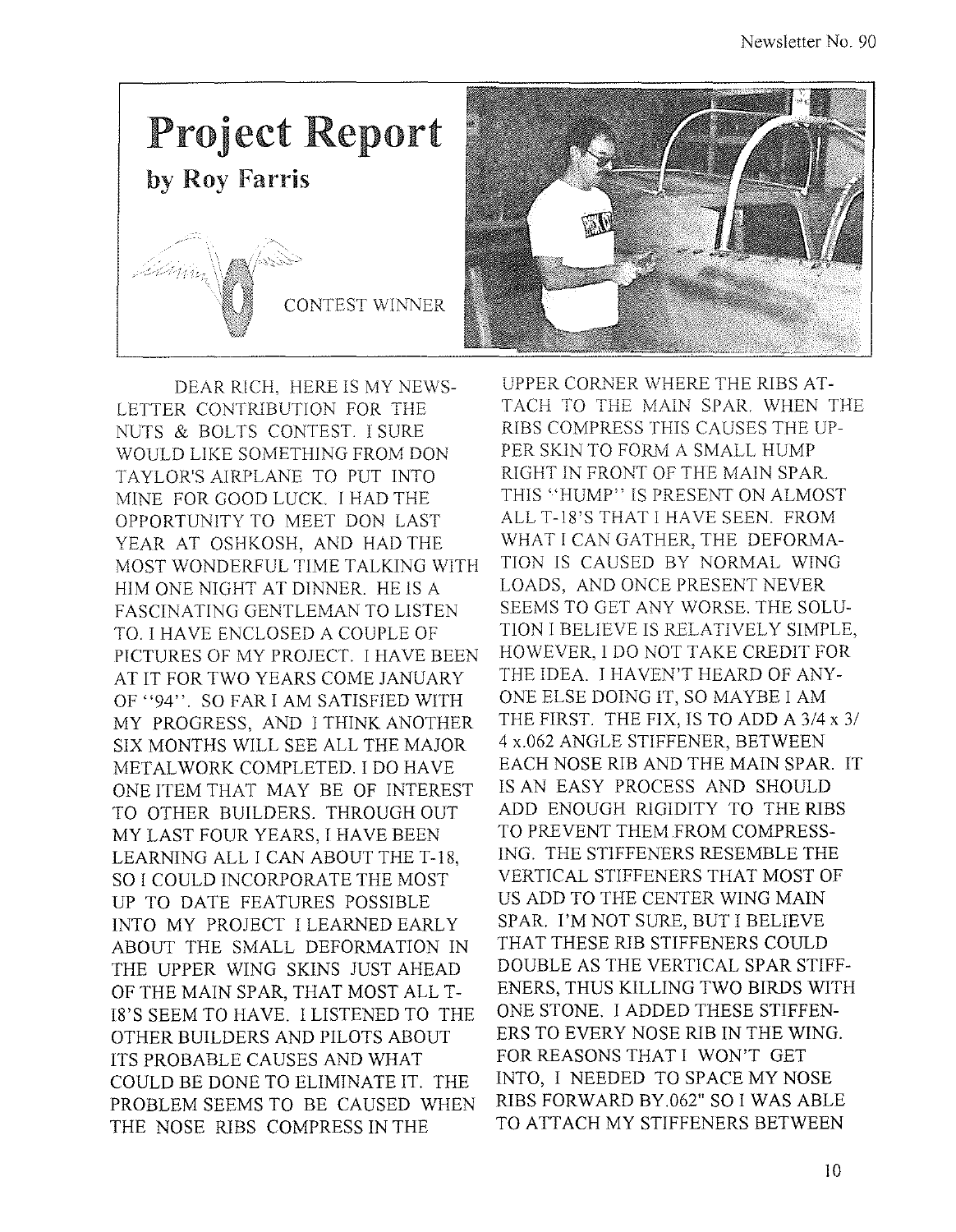# Project Report

## by Roy Farris

CONTEST WINNER

DEAR RICH, HERE IS MY NEWS-LETTER CONTRIBUTION FOR THE NUTS & BOLTS CONTEST. I SURE WOULD LIKE SOMETHING FROM DON TAYLOR'S AIRPLANE TO PUT INTO MINE FOR GOOD LUCK. I HAD THE OPPORTUNITY TO MEET DON LAST YEAR AT OSHKOSH, AND HAD THE MOST WONDERFUL TIME TALKING WITH HIM ONE NIGHT AT DINNER. HE IS A FASCINATING GENTLEMAN TO LISTEN TO. I HAVE ENCLOSED A COUPLE OF PICTURES OF MY PROJECT. I HAVE BEEN AT IT FOR TWO YEARS COME JANUARY OF "94". SO FAR I AM SATISFIED WITH MY PROGRESS, AND I THINK ANOTHER SIX MONTHS WILL SEE ALL THE MAJOR METALWORK COMPLETED. I DO HAVE ONE ITEM THAT MAY BE OF INTEREST TO OTHER BUILDERS. THROUGH OUT MY LAST FOUR YEARS, I HAVE BEEN LEARNING ALL I CAN ABOUT THE T-18, SO I COULD INCORPORATE THE MOST UP TO DATE FEATURES POSSIBLE INTO MY PROJECT I LEARNED EARLY ABOUT THE SMALL DEFORMATION IN THE UPPER WING SKINS JUST AHEAD OF THE MAIN SPAR, THAT MOST ALL T-18'S SEEM TO HAVE. I LISTENED TO THE OTHER BUILDERS AND PILOTS ABOUT ITS PROBABLE CAUSES AND WHAT COULD BE DONE TO ELIMINATE IT. THE PROBLEM SEEMS TO BE CAUSED WHEN THE NOSE RIBS COMPRESS IN THE UPPER CORNER WHERE THE RIBS ATTACH TO THE MAIN SPAR. WHEN THE RIBS COMPRESS THIS CAUSES THE UPPER SKIN TO FORM A SMALL HUMP RIGHT IN FRONT OF THE MAIN SPAR. THIS "HUMP" IS PRESENT ON ALMOST ALL T-18'S THAT I HAVE SEEN. FROM WHAT I CAN GATHER, THE DEFORMATION IS CAUSED BY NORMAL WING LOADS, AND ONCE PRESENT NEVER SEEMS TO GET ANY WORSE. THE SOLUTION I BELIEVE IS RELATIVELY SIMPLE, HOWEVER, I DO NOT TAKE CREDIT FOR THE IDEA. I HAVEN'T HEARD OF ANYONE ELSE DOING IT, SO MAYBE I AM THE FIRST. THE FIX, IS TO ADD A 3/4 x 3/4 x.062 ANGLE STIFFENER, BETWEEN EACH NOSE RIB AND THE MAIN SPAR. IT IS AN EASY PROCESS AND SHOULD ADD ENOUGH RIGIDITY TO THE RIBS TO PREVENT THEM FROM COMPRESSING. THE STIFFENERS RESEMBLE THE VERTICAL STIFFENERS THAT MOST OF US ADD TO THE CENTER WING MAIN SPAR. I'M NOT SURE, BUT I BELIEVE THAT THESE RIB STIFFENERS COULD DOUBLE AS THE VERTICAL SPAR STIFFENERS, THUS KILLING TWO BIRDS WITH ONE STONE. I ADDED THESE STIFFENERS TO EVERY NOSE RIB IN THE WING. FOR REASONS THAT I WON'T GET INTO, I NEEDED TO SPACE MY NOSE RIBS FORWARD BY.062" SO I WAS ABLE TO ATTACH MY STIFFENERS BETWEEN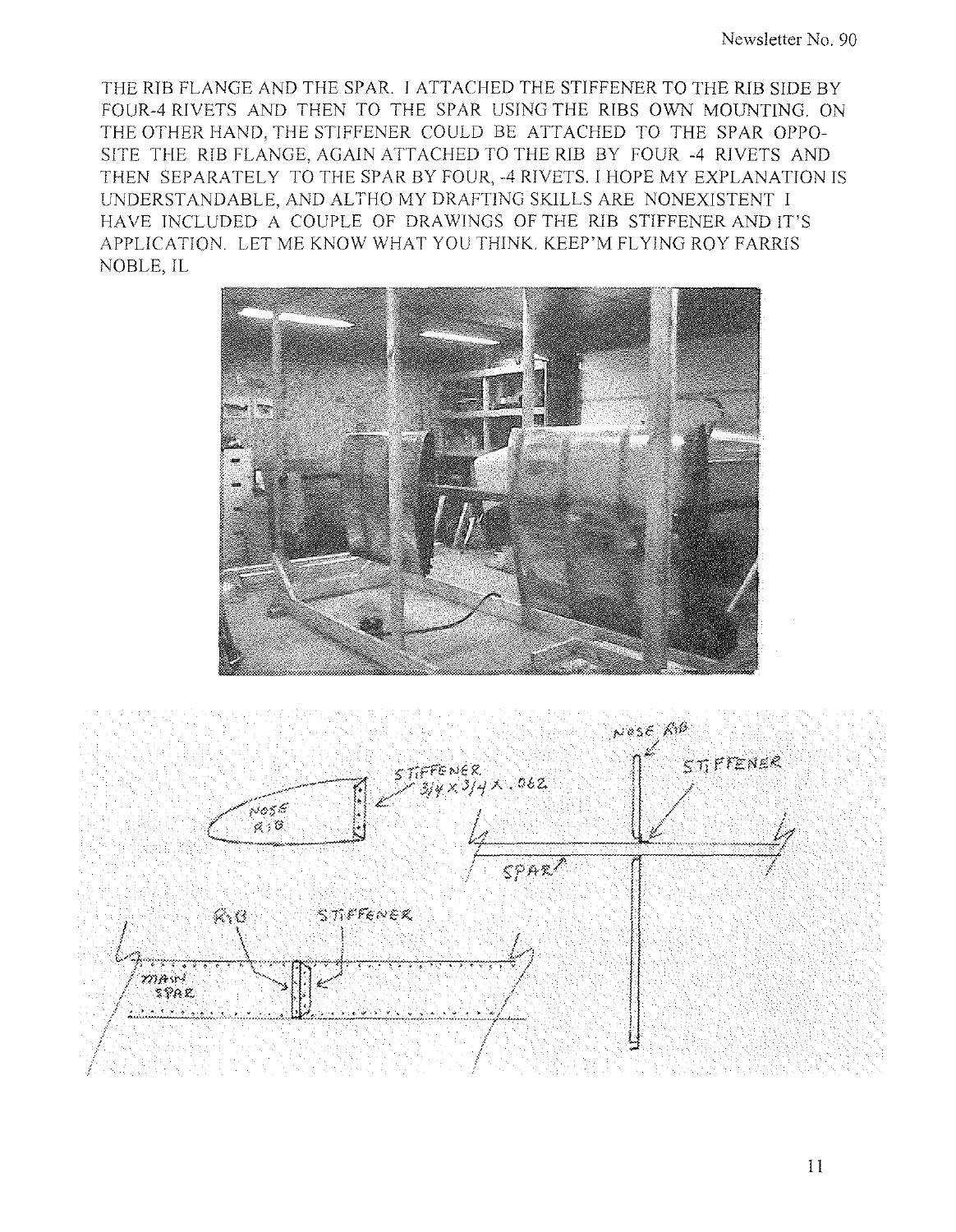THE RIB FLANGE AND THE SPAR. I ATTACHED THE STIFFENER TO THE RIB SIDE BY FOUR-4 RIVETS AND THEN TO THE SPAR USING THE RIBS OWN MOUNTING. ON THE OTHER HAND, THE STIFFENER COULD BE ATTACHED TO THE SPAR OPPOSITE THE RIB FLANGE, AGAIN ATTACHED TO THE RIB BY FOUR -4 RIVETS AND THEN SEPARATELY TO THE SPAR BY FOUR, -4 RIVETS. I HOPE MY EXPLANATION IS UNDERSTANDABLE, AND ALTHO MY DRAFTING SKILLS ARE NONEXISTENT I HAVE INCLUDED A COUPLE OF DRAWINGS OF THE RIB STIFFENER AND IT'S APPLICATION. LET ME KNOW WHAT YOU THINK. KEEP'M FLYING ROY FARRIS NOBLE, IL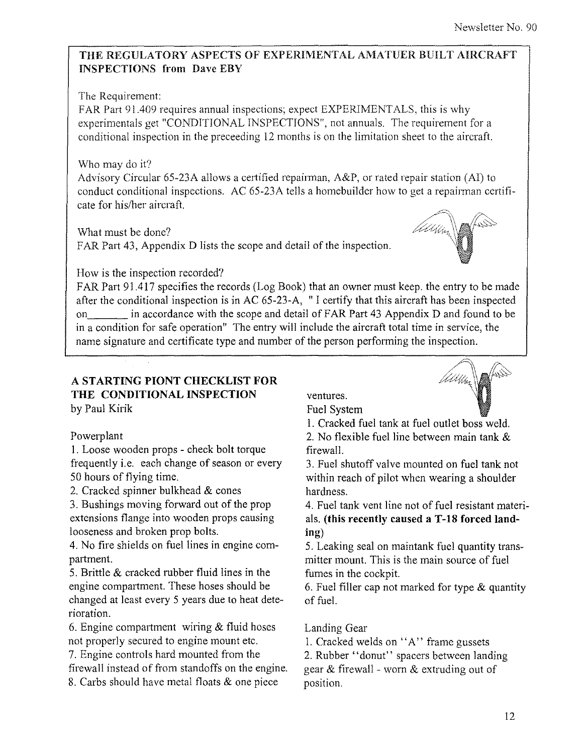## THE REGULATORY ASPECTS OF EXPERIMENTAL AMATUER BUILT AIRCRAFT INSPECTIONS from Dave EBY

The Requirement:
FAR Part 91.409 requires annual inspections; expect EXPERIMENTALS, this is why experimentals get "CONDITIONAL INSPECTIONS", not annuals. The requirement for a conditional inspection in the preceeding 12 months is on the limitation sheet to the aircraft.

Who may do it?
Advisory Circular 65-23A allows a certified repairman, A&P, or rated repair station (AI) to conduct conditional inspections. AC 65-23A tells a homebuilder how to get a repairman certificate for his/her aircraft.

What must be done?
FAR Part 43, Appendix D lists the scope and detail of the inspection.

How is the inspection recorded?
FAR Part 91.417 specifies the records (Log Book) that an owner must keep. the entry to be made after the conditional inspection is in AC 65-23-A, " I certify that this aircraft has been inspected on_______ in accordance with the scope and detail of FAR Part 43 Appendix D and found to be in a condition for safe operation" The entry will include the aircraft total time in service, the name signature and certificate type and number of the person performing the inspection.

## A STARTING PIONT CHECKLIST FOR THE CONDITIONAL INSPECTION

by Paul Kirik

Powerplant

1. Loose wooden props - check bolt torque frequently i.e. each change of season or every 50 hours of flying time.
2. Cracked spinner bulkhead & cones
3. Bushings moving forward out of the prop extensions flange into wooden props causing looseness and broken prop bolts.
4. No fire shields on fuel lines in engine compartment.
5. Brittle & cracked rubber fluid lines in the engine compartment. These hoses should be changed at least every 5 years due to heat deterioration.
6. Engine compartment wiring & fluid hoses not properly secured to engine mount etc.
7. Engine controls hard mounted from the firewall instead of from standoffs on the engine.
8. Carbs should have metal floats & one piece ventures.

Fuel System

1. Cracked fuel tank at fuel outlet boss weld.
2. No flexible fuel line between main tank & firewall.
3. Fuel shutoff valve mounted on fuel tank not within reach of pilot when wearing a shoulder hardness.
4. Fuel tank vent line not of fuel resistant materials. **(this recently caused a T-18 forced landing)**
5. Leaking seal on maintank fuel quantity transmitter mount. This is the main source of fuel fumes in the cockpit.
6. Fuel filler cap not marked for type & quantity of fuel.

Landing Gear

1. Cracked welds on "A" frame gussets
2. Rubber "donut" spacers between landing gear & firewall - worn & extruding out of position.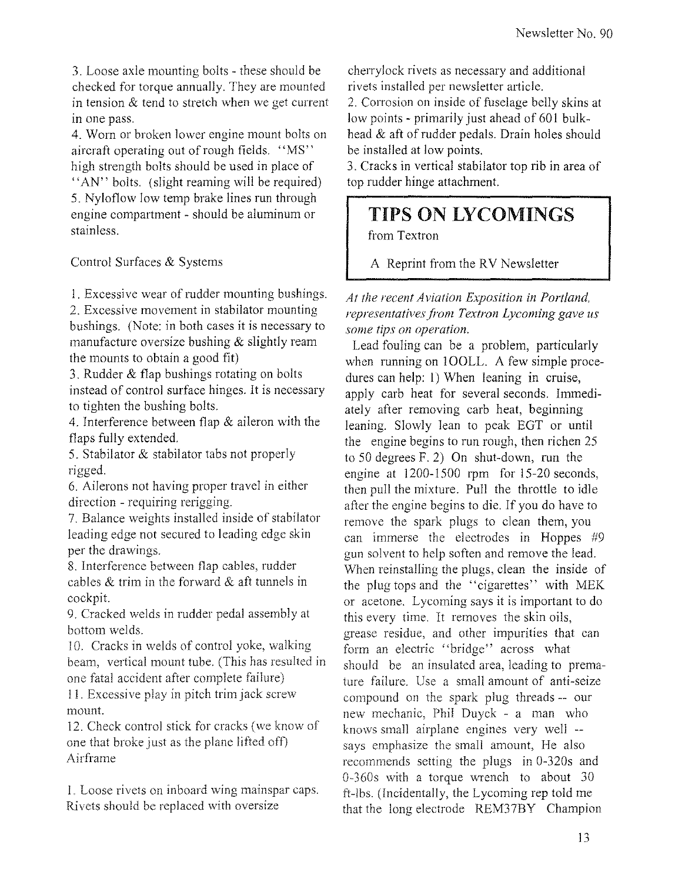3. Loose axle mounting bolts - these should be checked for torque annually. They are mounted in tension & tend to stretch when we get current in one pass.

4. Worn or broken lower engine mount bolts on aircraft operating out of rough fields. "MS" high strength bolts should be used in place of "AN" bolts. (slight reaming will be required)

5. Nyloflow low temp brake lines run through engine compartment - should be aluminum or stainless.

Control Surfaces & Systems

1. Excessive wear of rudder mounting bushings.
2. Excessive movement in stabilator mounting bushings. (Note: in both cases it is necessary to manufacture oversize bushing & slightly ream the mounts to obtain a good fit)
3. Rudder & flap bushings rotating on bolts instead of control surface hinges. It is necessary to tighten the bushing bolts.
4. Interference between flap & aileron with the flaps fully extended.
5. Stabilator & stabilator tabs not properly rigged.
6. Ailerons not having proper travel in either direction - requiring rerigging.
7. Balance weights installed inside of stabilator leading edge not secured to leading edge skin per the drawings.
8. Interference between flap cables, rudder cables & trim in the forward & aft tunnels in cockpit.
9. Cracked welds in rudder pedal assembly at bottom welds.
10. Cracks in welds of control yoke, walking beam, vertical mount tube. (This has resulted in one fatal accident after complete failure)
11. Excessive play in pitch trim jack screw mount.
12. Check control stick for cracks (we know of one that broke just as the plane lifted off)

Airframe

1. Loose rivets on inboard wing mainspar caps. Rivets should be replaced with oversize cherrylock rivets as necessary and additional rivets installed per newsletter article.
2. Corrosion on inside of fuselage belly skins at low points - primarily just ahead of 601 bulkhead & aft of rudder pedals. Drain holes should be installed at low points.
3. Cracks in vertical stabilator top rib in area of top rudder hinge attachment.

## TIPS ON LYCOMINGS

from Textron

A Reprint from the RV Newsletter

*At the recent Aviation Exposition in Portland, representatives from Textron Lycoming gave us some tips on operation.*

Lead fouling can be a problem, particularly when running on 100LL. A few simple procedures can help: 1) When leaning in cruise, apply carb heat for several seconds. Immediately after removing carb heat, beginning leaning. Slowly lean to peak EGT or until the engine begins to run rough, then richen 25 to 50 degrees F. 2) On shut-down, run the engine at 1200-1500 rpm for 15-20 seconds, then pull the mixture. Pull the throttle to idle after the engine begins to die. If you do have to remove the spark plugs to clean them, you can immerse the electrodes in Hoppes #9 gun solvent to help soften and remove the lead. When reinstalling the plugs, clean the inside of the plug tops and the "cigarettes" with MEK or acetone. Lycoming says it is important to do this every time. It removes the skin oils, grease residue, and other impurities that can form an electric "bridge" across what should be an insulated area, leading to premature failure. Use a small amount of anti-seize compound on the spark plug threads -- our new mechanic, Phil Duyck - a man who knows small airplane engines very well -- says emphasize the small amount, He also recommends setting the plugs in 0-320s and 0-360s with a torque wrench to about 30 ft-lbs. (Incidentally, the Lycoming rep told me that the long electrode REM37BY Champion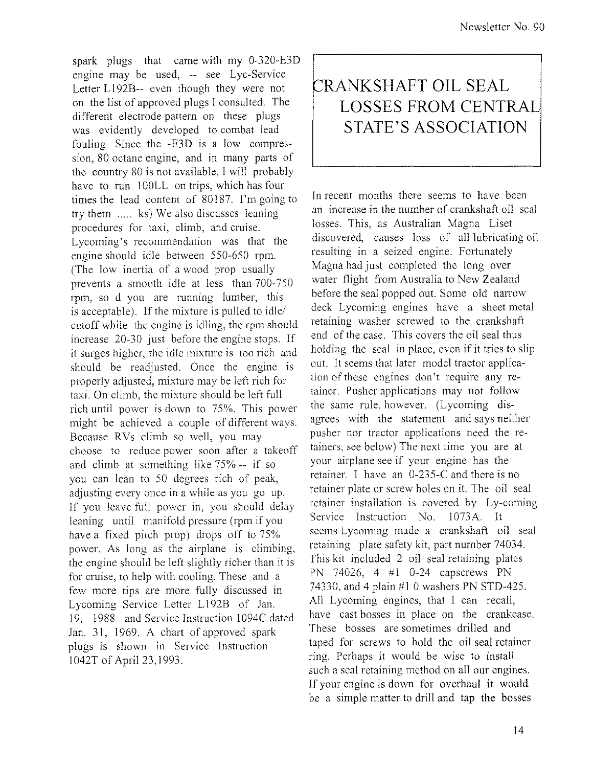spark plugs that came with my 0-320-E3D engine may be used, -- see Lyc-Service Letter L192B-- even though they were not on the list of approved plugs I consulted. The different electrode pattern on these plugs was evidently developed to combat lead fouling. Since the -E3D is a low compression, 80 octane engine, and in many parts of the country 80 is not available, I will probably have to run 100LL on trips, which has four times the lead content of 80187. I'm going to try them ..... ks) We also discusses leaning procedures for taxi, climb, and cruise. Lycoming's recommendation was that the engine should idle between 550-650 rpm. (The low inertia of a wood prop usually prevents a smooth idle at less than 700-750 rpm, so d you are running lumber, this is acceptable). If the mixture is pulled to idle/cutoff while the engine is idling, the rpm should increase 20-30 just before the engine stops. If it surges higher, the idle mixture is too rich and should be readjusted. Once the engine is properly adjusted, mixture may be left rich for taxi. On climb, the mixture should be left full rich until power is down to 75%. This power might be achieved a couple of different ways. Because RVs climb so well, you may choose to reduce power soon after a takeoff and climb at something like 75% -- if so you can lean to 50 degrees rich of peak, adjusting every once in a while as you go up. If you leave full power in, you should delay leaning until manifold pressure (rpm if you have a fixed pitch prop) drops off to 75% power. As long as the airplane is climbing, the engine should be left slightly richer than it is for cruise, to help with cooling. These and a few more tips are more fully discussed in Lycoming Service Letter L192B of Jan. 19, 1988 and Service Instruction 1094C dated Jan. 31, 1969. A chart of approved spark plugs is shown in Service Instruction 1042T of April 23,1993.

# CRANKSHAFT OIL SEAL LOSSES FROM CENTRAL STATE'S ASSOCIATION

In recent months there seems to have been an increase in the number of crankshaft oil seal losses. This, as Australian Magna Liset discovered, causes loss of all lubricating oil resulting in a seized engine. Fortunately Magna had just completed the long over water flight from Australia to New Zealand before the seal popped out. Some old narrow deck Lycoming engines have a sheet metal retaining washer screwed to the crankshaft end of the case. This covers the oil seal thus holding the seal in place, even if it tries to slip out. It seems that later model tractor application of these engines don't require any retainer. Pusher applications may not follow the same rule, however. (Lycoming disagrees with the statement and says neither pusher nor tractor applications need the retainers, see below) The next time you are at your airplane see if your engine has the retainer. I have an 0-235-C and there is no retainer plate or screw holes on it. The oil seal retainer installation is covered by Ly-coming Service Instruction No. 1073A. It seems Lycoming made a crankshaft oil seal retaining plate safety kit, part number 74034. This kit included 2 oil seal retaining plates PN 74026, 4 #1 0-24 capscrews PN 74330, and 4 plain #1 0 washers PN STD-425. All Lycoming engines, that I can recall, have cast bosses in place on the crankcase. These bosses are sometimes drilled and taped for screws to hold the oil seal retainer ring. Perhaps it would be wise to install such a seal retaining method on all our engines. If your engine is down for overhaul it would be a simple matter to drill and tap the bosses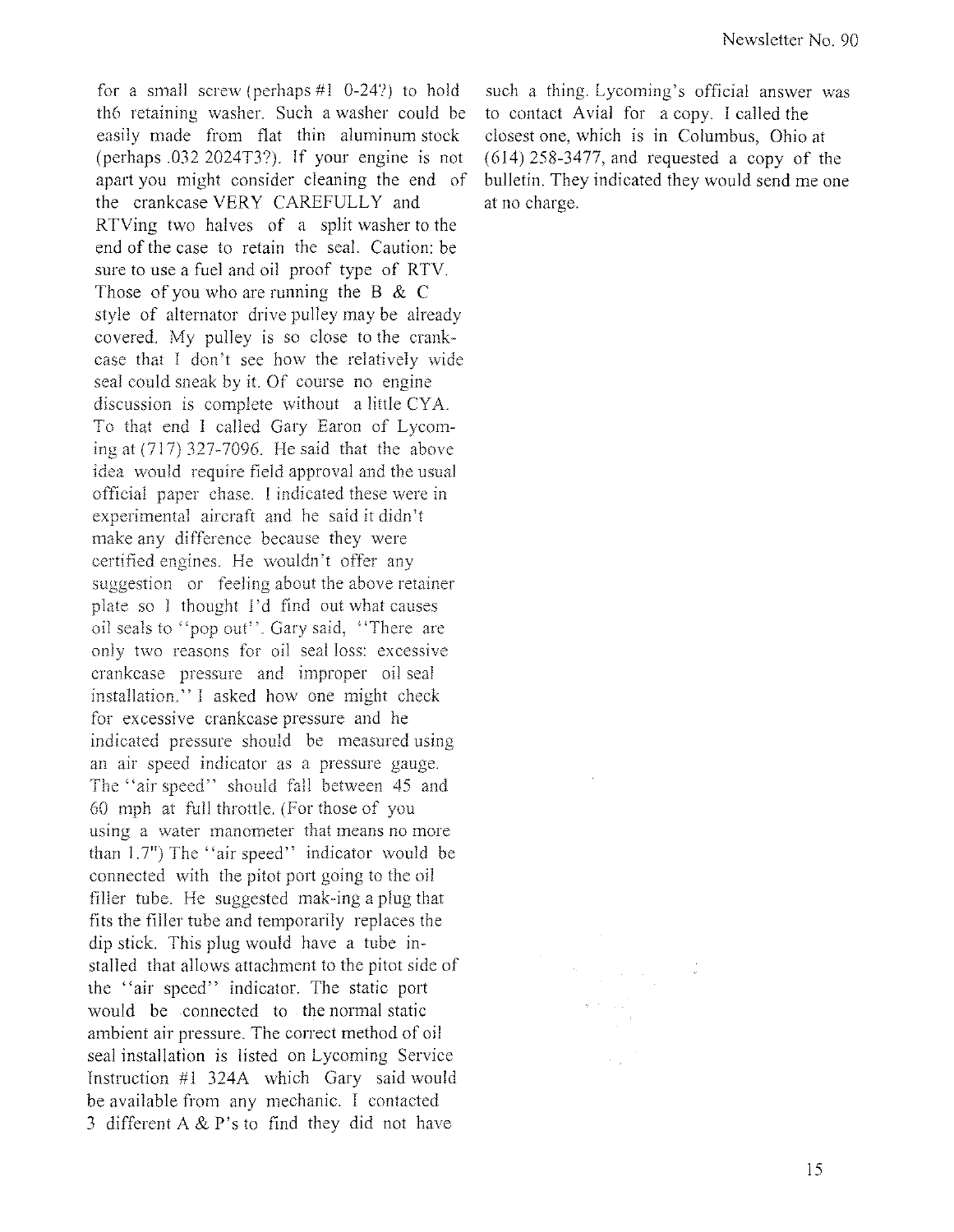for a small screw (perhaps #1 0-24?) to hold th6 retaining washer. Such a washer could be easily made from flat thin aluminum stock (perhaps .032 2024T3?). If your engine is not apart you might consider cleaning the end of the crankcase VERY CAREFULLY and RTVing two halves of a split washer to the end of the case to retain the seal. Caution: be sure to use a fuel and oil proof type of RTV. Those of you who are running the B & C style of alternator drive pulley may be already covered. My pulley is so close to the crankcase that I don't see how the relatively wide seal could sneak by it. Of course no engine discussion is complete without a little CYA. To that end I called Gary Earon of Lycoming at (717) 327-7096. He said that the above idea would require field approval and the usual official paper chase. I indicated these were in experimental aircraft and he said it didn't make any difference because they were certified engines. He wouldn't offer any suggestion or feeling about the above retainer plate so I thought I'd find out what causes oil seals to "pop out". Gary said, "There are only two reasons for oil seal loss: excessive crankcase pressure and improper oil seal installation." I asked how one might check for excessive crankcase pressure and he indicated pressure should be measured using an air speed indicator as a pressure gauge. The "air speed" should fall between 45 and 60 mph at full throttle. (For those of you using a water manometer that means no more than 1.7") The "air speed" indicator would be connected with the pitot port going to the oil filler tube. He suggested mak-ing a plug that fits the filler tube and temporarily replaces the dip stick. This plug would have a tube installed that allows attachment to the pitot side of the "air speed" indicator. The static port would be connected to the normal static ambient air pressure. The correct method of oil seal installation is listed on Lycoming Service Instruction #1 324A which Gary said would be available from any mechanic. I contacted 3 different A & P's to find they did not have such a thing. Lycoming's official answer was to contact Avial for a copy. I called the closest one, which is in Columbus, Ohio at (614) 258-3477, and requested a copy of the bulletin. They indicated they would send me one at no charge.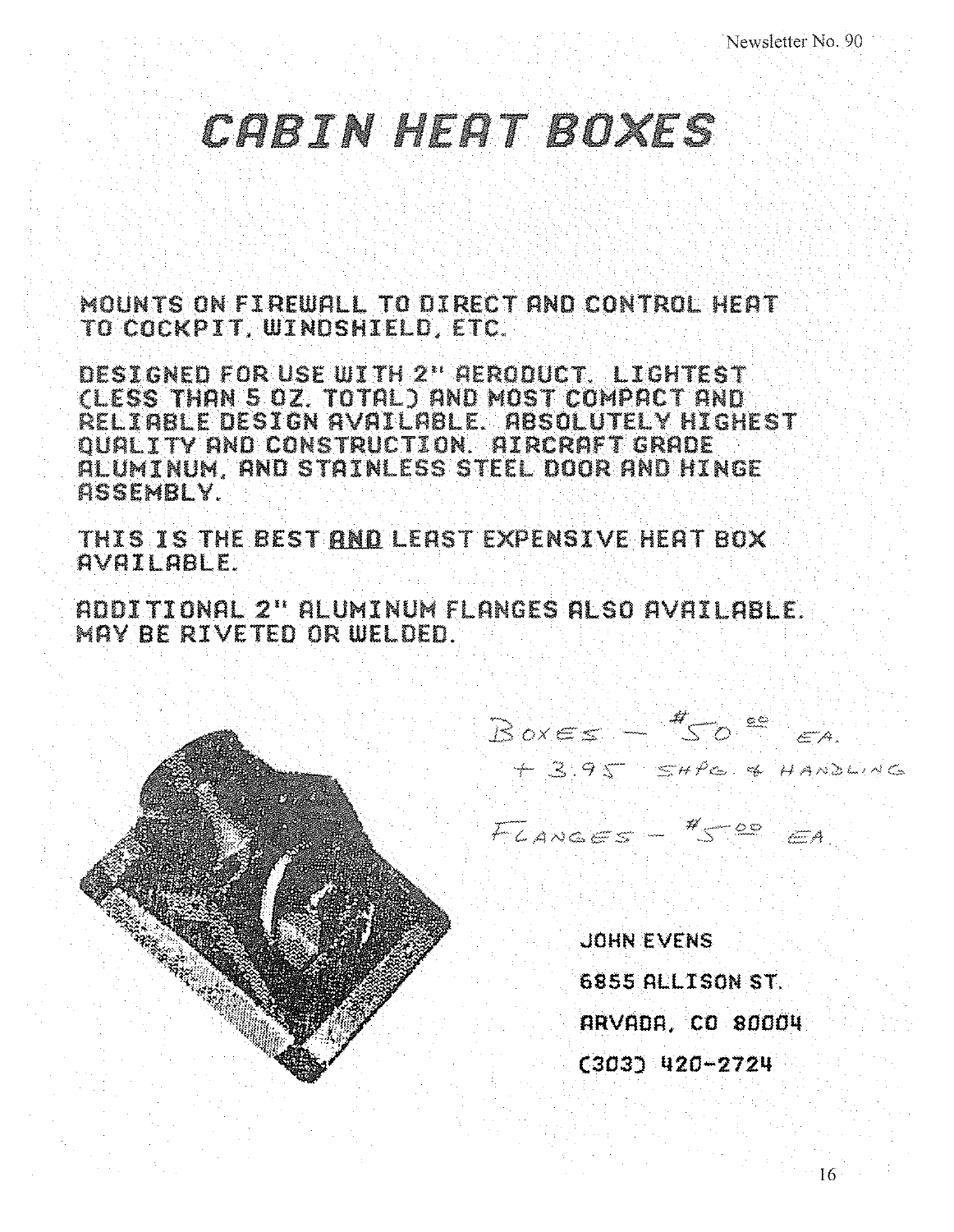# CABIN HEAT BOXES

MOUNTS ON FIREWALL TO DIRECT AND CONTROL HEAT TO COCKPIT, WINDSHIELD, ETC.

DESIGNED FOR USE WITH 2" AERODUCT. LIGHTEST (LESS THAN 5 OZ. TOTAL) AND MOST COMPACT AND RELIABLE DESIGN AVAILABLE. ABSOLUTELY HIGHEST QUALITY AND CONSTRUCTION. AIRCRAFT GRADE ALUMINUM, AND STAINLESS STEEL DOOR AND HINGE ASSEMBLY.

THIS IS THE BEST <u>AND</u> LEAST EXPENSIVE HEAT BOX AVAILABLE.

ADDITIONAL 2" ALUMINUM FLANGES ALSO AVAILABLE. MAY BE RIVETED OR WELDED.

BOXES – $50.00 EA.
+ 3.95 SHPG. & HANDLING

FLANGES – $5.00 EA.

JOHN EVENS
6855 ALLISON ST.
ARVADA, CO 80004
(303) 420-2724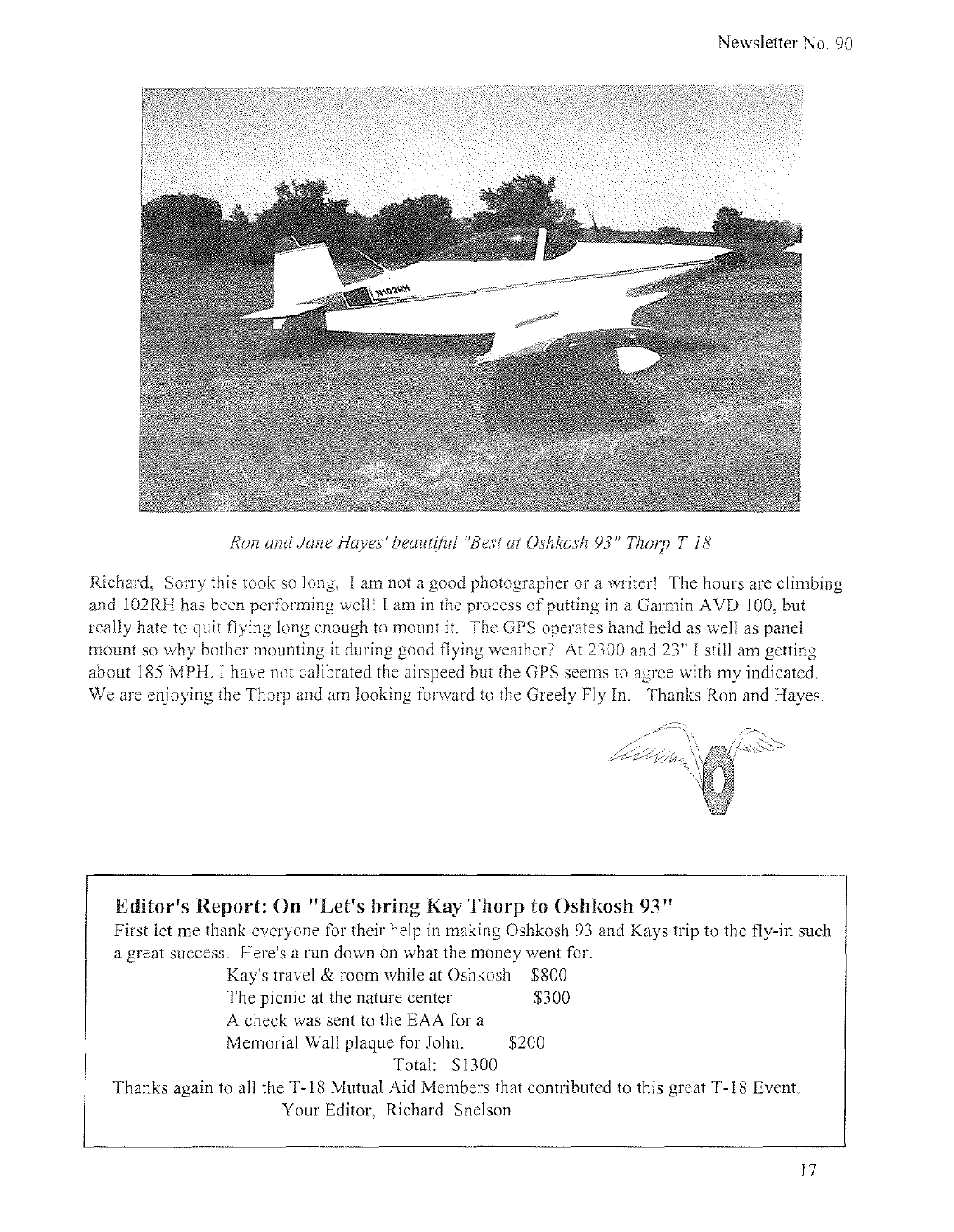*Ron and Jane Hayes' beautiful "Best at Oshkosh 93" Thorp T-18*

Richard, Sorry this took so long, I am not a good photographer or a writer! The hours are climbing and 102RH has been performing well! I am in the process of putting in a Garmin AVD 100, but really hate to quit flying long enough to mount it. The GPS operates hand held as well as panel mount so why bother mounting it during good flying weather? At 2300 and 23" I still am getting about 185 MPH. I have not calibrated the airspeed but the GPS seems to agree with my indicated. We are enjoying the Thorp and am looking forward to the Greely Fly In. Thanks Ron and Hayes.

## Editor's Report: On "Let's bring Kay Thorp to Oshkosh 93"

First let me thank everyone for their help in making Oshkosh 93 and Kays trip to the fly-in such a great success. Here's a run down on what the money went for.

| | |
|---|---|
| Kay's travel & room while at Oshkosh | $800 |
| The picnic at the nature center | $300 |
| A check was sent to the EAA for a Memorial Wall plaque for John. | $200 |
| Total: | $1300 |

Thanks again to all the T-18 Mutual Aid Members that contributed to this great T-18 Event.

Your Editor, Richard Snelson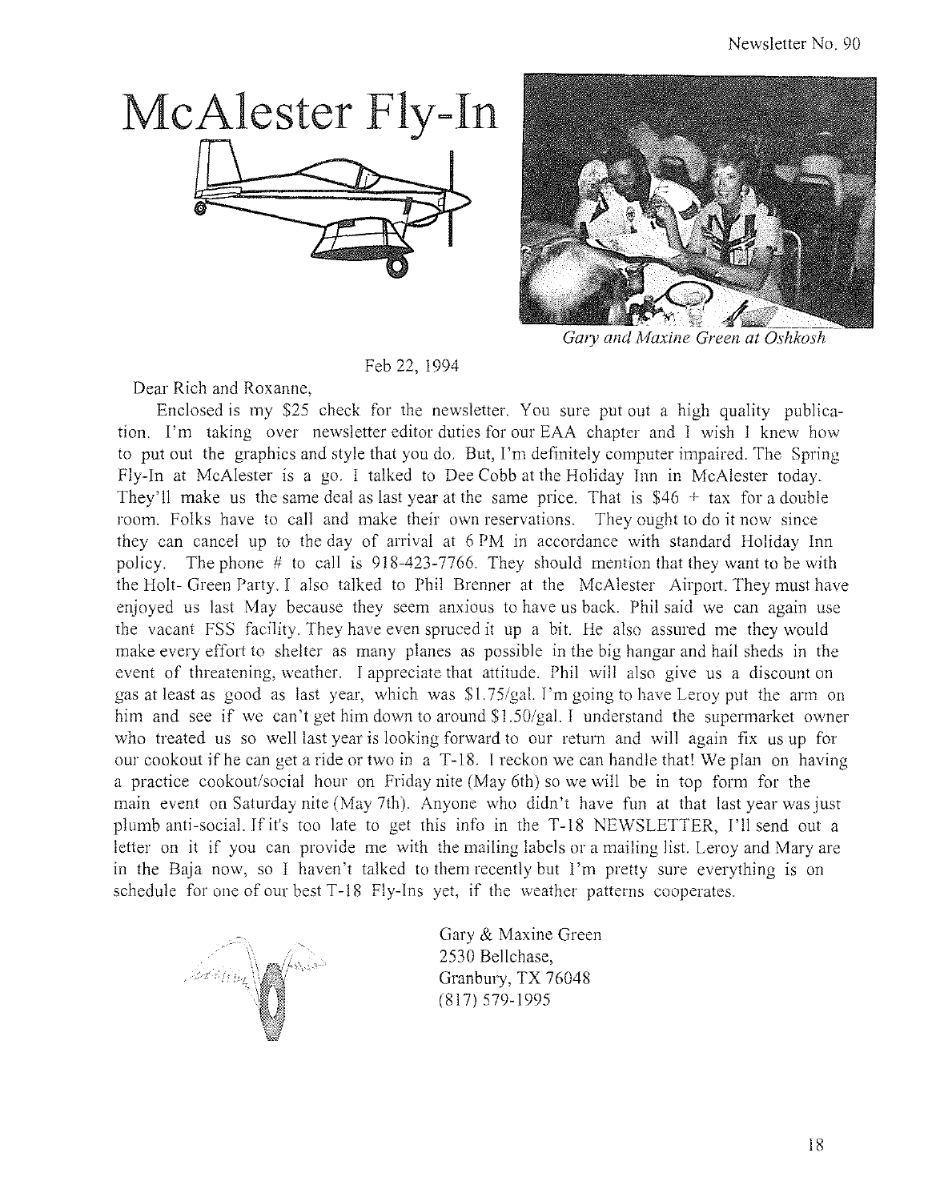# McAlester Fly-In

*Gary and Maxine Green at Oshkosh*

Feb 22, 1994

Dear Rich and Roxanne,

Enclosed is my $25 check for the newsletter. You sure put out a high quality publication. I'm taking over newsletter editor duties for our EAA chapter and I wish I knew how to put out the graphics and style that you do. But, I'm definitely computer impaired. The Spring Fly-In at McAlester is a go. I talked to Dee Cobb at the Holiday Inn in McAlester today. They'll make us the same deal as last year at the same price. That is $46 + tax for a double room. Folks have to call and make their own reservations. They ought to do it now since they can cancel up to the day of arrival at 6 PM in accordance with standard Holiday Inn policy. The phone # to call is 918-423-7766. They should mention that they want to be with the Holt- Green Party. I also talked to Phil Brenner at the McAlester Airport. They must have enjoyed us last May because they seem anxious to have us back. Phil said we can again use the vacant FSS facility. They have even spruced it up a bit. He also assured me they would make every effort to shelter as many planes as possible in the big hangar and hail sheds in the event of threatening, weather. I appreciate that attitude. Phil will also give us a discount on gas at least as good as last year, which was $1.75/gal. I'm going to have Leroy put the arm on him and see if we can't get him down to around $1.50/gal. I understand the supermarket owner who treated us so well last year is looking forward to our return and will again fix us up for our cookout if he can get a ride or two in a T-18. I reckon we can handle that! We plan on having a practice cookout/social hour on Friday nite (May 6th) so we will be in top form for the main event on Saturday nite (May 7th). Anyone who didn't have fun at that last year was just plumb anti-social. If it's too late to get this info in the T-18 NEWSLETTER, I'll send out a letter on it if you can provide me with the mailing labels or a mailing list. Leroy and Mary are in the Baja now, so I haven't talked to them recently but I'm pretty sure everything is on schedule for one of our best T-18 Fly-Ins yet, if the weather patterns cooperates.

Gary & Maxine Green
2530 Bellchase,
Granbury, TX 76048
(817) 579-1995